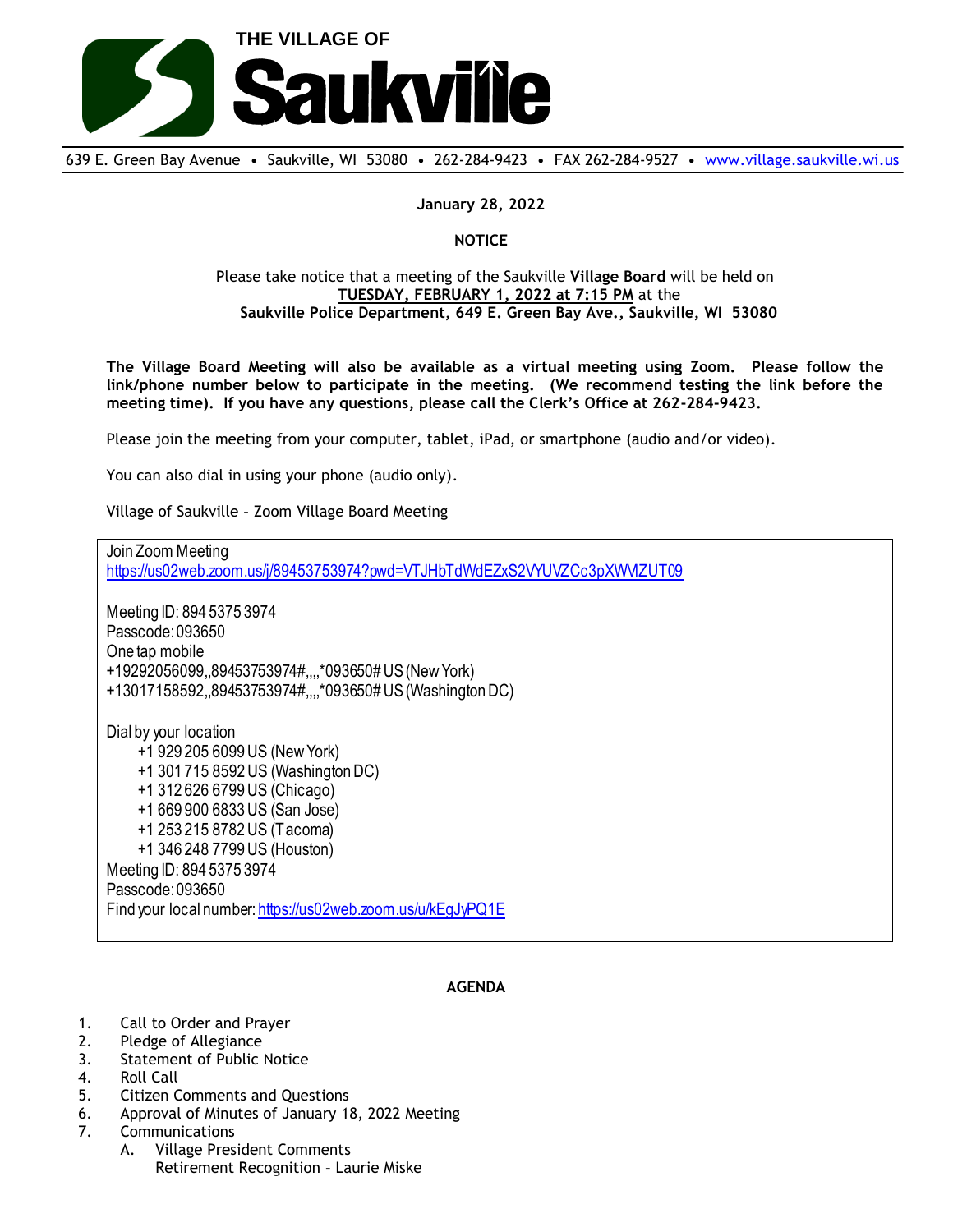# THE VILLAGE OF Saukville

639 E. Green Bay Avenue • Saukville, WI 53080 • 262-284-9423 • FAX 262-284-9527 • www.village.saukville.wi.us

**January 28, 2022**

**NOTICE**

Please take notice that a meeting of the Saukville **Village Board** will be held on **TUESDAY, FEBRUARY 1, 2022 at 7:15 PM** at the **Saukville Police Department, 649 E. Green Bay Ave., Saukville, WI 53080**

**The Village Board Meeting will also be available as a virtual meeting using Zoom. Please follow the link/phone number below to participate in the meeting. (We recommend testing the link before the meeting time). If you have any questions, please call the Clerk's Office at 262-284-9423.**

Please join the meeting from your computer, tablet, iPad, or smartphone (audio and/or video).

You can also dial in using your phone (audio only).

Village of Saukville – Zoom Village Board Meeting

Join Zoom Meeting
https://us02web.zoom.us/j/89453753974?pwd=VTJHbTdWdEZxS2VYUVZCc3pXWVZUT09

Meeting ID: 894 5375 3974
Passcode: 093650
One tap mobile
+19292056099,,89453753974#,,,,*093650# US (New York)
+13017158592,,89453753974#,,,,*093650# US (Washington DC)

Dial by your location
- +1 929 205 6099 US (New York)
- +1 301 715 8592 US (Washington DC)
- +1 312 626 6799 US (Chicago)
- +1 669 900 6833 US (San Jose)
- +1 253 215 8782 US (Tacoma)
- +1 346 248 7799 US (Houston)

Meeting ID: 894 5375 3974
Passcode: 093650
Find your local number: https://us02web.zoom.us/u/kEgJyPQ1E

**AGENDA**

1. Call to Order and Prayer
2. Pledge of Allegiance
3. Statement of Public Notice
4. Roll Call
5. Citizen Comments and Questions
6. Approval of Minutes of January 18, 2022 Meeting
7. Communications
   A. Village President Comments
      Retirement Recognition – Laurie Miske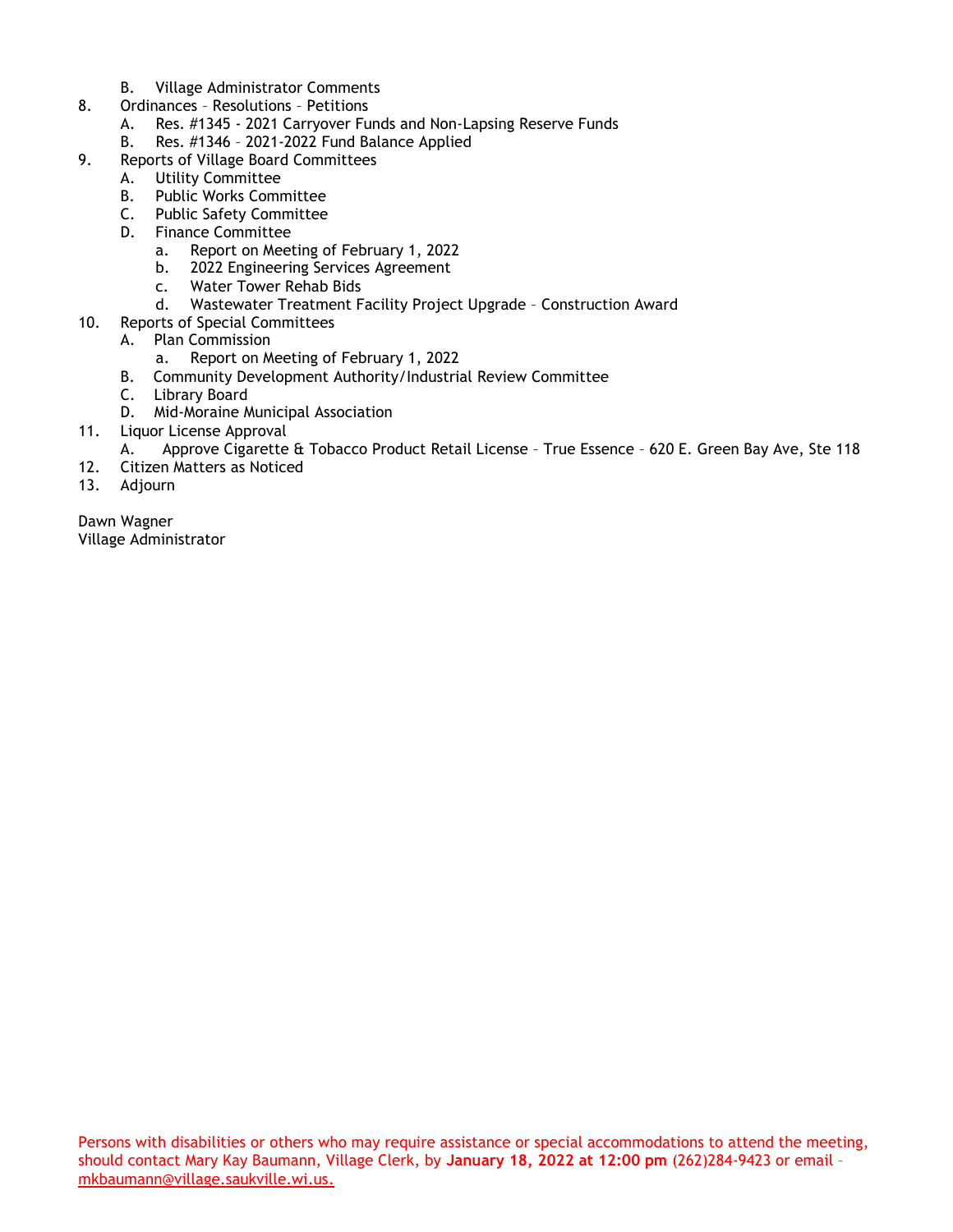B. Village Administrator Comments

8. Ordinances – Resolutions – Petitions
   - A. Res. #1345 - 2021 Carryover Funds and Non-Lapsing Reserve Funds
   - B. Res. #1346 – 2021-2022 Fund Balance Applied
9. Reports of Village Board Committees
   - A. Utility Committee
   - B. Public Works Committee
   - C. Public Safety Committee
   - D. Finance Committee
     - a. Report on Meeting of February 1, 2022
     - b. 2022 Engineering Services Agreement
     - c. Water Tower Rehab Bids
     - d. Wastewater Treatment Facility Project Upgrade – Construction Award
10. Reports of Special Committees
    - A. Plan Commission
      - a. Report on Meeting of February 1, 2022
    - B. Community Development Authority/Industrial Review Committee
    - C. Library Board
    - D. Mid-Moraine Municipal Association
11. Liquor License Approval
    - A. Approve Cigarette & Tobacco Product Retail License – True Essence – 620 E. Green Bay Ave, Ste 118
12. Citizen Matters as Noticed
13. Adjourn

Dawn Wagner
Village Administrator

Persons with disabilities or others who may require assistance or special accommodations to attend the meeting, should contact Mary Kay Baumann, Village Clerk, by **January 18, 2022 at 12:00 pm** (262)284-9423 or email – mkbaumann@village.saukville.wi.us.